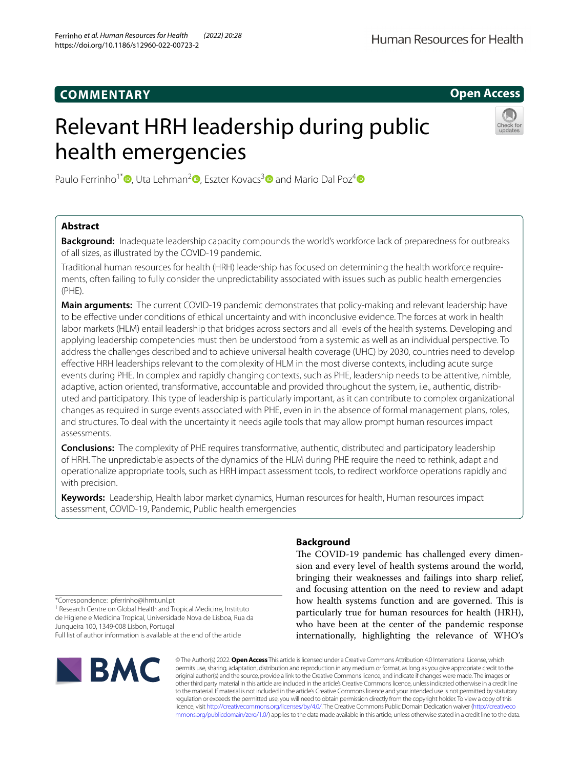COMMENTARY

Open Access

# Relevant HRH leadership during public health emergencies

Paulo Ferrinho[1*], Uta Lehman[2], Eszter Kovacs[3] and Mario Dal Poz[4]

## Abstract

**Background:** Inadequate leadership capacity compounds the world's workforce lack of preparedness for outbreaks of all sizes, as illustrated by the COVID-19 pandemic.

Traditional human resources for health (HRH) leadership has focused on determining the health workforce requirements, often failing to fully consider the unpredictability associated with issues such as public health emergencies (PHE).

**Main arguments:** The current COVID-19 pandemic demonstrates that policy-making and relevant leadership have to be effective under conditions of ethical uncertainty and with inconclusive evidence. The forces at work in health labor markets (HLM) entail leadership that bridges across sectors and all levels of the health systems. Developing and applying leadership competencies must then be understood from a systemic as well as an individual perspective. To address the challenges described and to achieve universal health coverage (UHC) by 2030, countries need to develop effective HRH leaderships relevant to the complexity of HLM in the most diverse contexts, including acute surge events during PHE. In complex and rapidly changing contexts, such as PHE, leadership needs to be attentive, nimble, adaptive, action oriented, transformative, accountable and provided throughout the system, i.e., authentic, distributed and participatory. This type of leadership is particularly important, as it can contribute to complex organizational changes as required in surge events associated with PHE, even in in the absence of formal management plans, roles, and structures. To deal with the uncertainty it needs agile tools that may allow prompt human resources impact assessments.

**Conclusions:** The complexity of PHE requires transformative, authentic, distributed and participatory leadership of HRH. The unpredictable aspects of the dynamics of the HLM during PHE require the need to rethink, adapt and operationalize appropriate tools, such as HRH impact assessment tools, to redirect workforce operations rapidly and with precision.

**Keywords:** Leadership, Health labor market dynamics, Human resources for health, Human resources impact assessment, COVID-19, Pandemic, Public health emergencies

## Background

The COVID-19 pandemic has challenged every dimension and every level of health systems around the world, bringing their weaknesses and failings into sharp relief, and focusing attention on the need to review and adapt how health systems function and are governed. This is particularly true for human resources for health (HRH), who have been at the center of the pandemic response internationally, highlighting the relevance of WHO's

*Correspondence: pferrinho@ihmt.unl.pt
[1] Research Centre on Global Health and Tropical Medicine, Instituto de Higiene e Medicina Tropical, Universidade Nova de Lisboa, Rua da Junqueira 100, 1349-008 Lisbon, Portugal
Full list of author information is available at the end of the article

© The Author(s) 2022. **Open Access** This article is licensed under a Creative Commons Attribution 4.0 International License, which permits use, sharing, adaptation, distribution and reproduction in any medium or format, as long as you give appropriate credit to the original author(s) and the source, provide a link to the Creative Commons licence, and indicate if changes were made. The images or other third party material in this article are included in the article's Creative Commons licence, unless indicated otherwise in a credit line to the material. If material is not included in the article's Creative Commons licence and your intended use is not permitted by statutory regulation or exceeds the permitted use, you will need to obtain permission directly from the copyright holder. To view a copy of this licence, visit http://creativecommons.org/licenses/by/4.0/. The Creative Commons Public Domain Dedication waiver (http://creativecommons.org/publicdomain/zero/1.0/) applies to the data made available in this article, unless otherwise stated in a credit line to the data.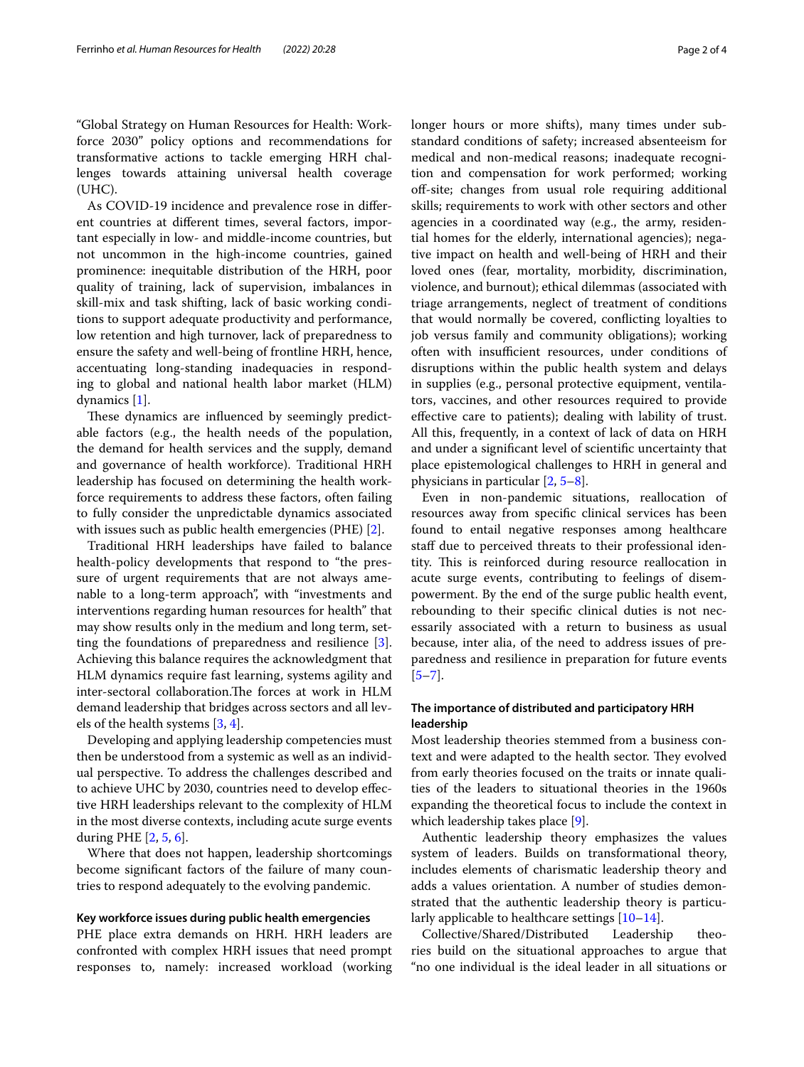"Global Strategy on Human Resources for Health: Workforce 2030" policy options and recommendations for transformative actions to tackle emerging HRH challenges towards attaining universal health coverage (UHC).

As COVID-19 incidence and prevalence rose in different countries at different times, several factors, important especially in low- and middle-income countries, but not uncommon in the high-income countries, gained prominence: inequitable distribution of the HRH, poor quality of training, lack of supervision, imbalances in skill-mix and task shifting, lack of basic working conditions to support adequate productivity and performance, low retention and high turnover, lack of preparedness to ensure the safety and well-being of frontline HRH, hence, accentuating long-standing inadequacies in responding to global and national health labor market (HLM) dynamics [1].

These dynamics are influenced by seemingly predictable factors (e.g., the health needs of the population, the demand for health services and the supply, demand and governance of health workforce). Traditional HRH leadership has focused on determining the health workforce requirements to address these factors, often failing to fully consider the unpredictable dynamics associated with issues such as public health emergencies (PHE) [2].

Traditional HRH leaderships have failed to balance health-policy developments that respond to "the pressure of urgent requirements that are not always amenable to a long-term approach", with "investments and interventions regarding human resources for health" that may show results only in the medium and long term, setting the foundations of preparedness and resilience [3]. Achieving this balance requires the acknowledgment that HLM dynamics require fast learning, systems agility and inter-sectoral collaboration.The forces at work in HLM demand leadership that bridges across sectors and all levels of the health systems [3, 4].

Developing and applying leadership competencies must then be understood from a systemic as well as an individual perspective. To address the challenges described and to achieve UHC by 2030, countries need to develop effective HRH leaderships relevant to the complexity of HLM in the most diverse contexts, including acute surge events during PHE [2, 5, 6].

Where that does not happen, leadership shortcomings become significant factors of the failure of many countries to respond adequately to the evolving pandemic.

#### Key workforce issues during public health emergencies

PHE place extra demands on HRH. HRH leaders are confronted with complex HRH issues that need prompt responses to, namely: increased workload (working longer hours or more shifts), many times under substandard conditions of safety; increased absenteeism for medical and non-medical reasons; inadequate recognition and compensation for work performed; working off-site; changes from usual role requiring additional skills; requirements to work with other sectors and other agencies in a coordinated way (e.g., the army, residential homes for the elderly, international agencies); negative impact on health and well-being of HRH and their loved ones (fear, mortality, morbidity, discrimination, violence, and burnout); ethical dilemmas (associated with triage arrangements, neglect of treatment of conditions that would normally be covered, conflicting loyalties to job versus family and community obligations); working often with insufficient resources, under conditions of disruptions within the public health system and delays in supplies (e.g., personal protective equipment, ventilators, vaccines, and other resources required to provide effective care to patients); dealing with lability of trust. All this, frequently, in a context of lack of data on HRH and under a significant level of scientific uncertainty that place epistemological challenges to HRH in general and physicians in particular [2, 5–8].

Even in non-pandemic situations, reallocation of resources away from specific clinical services has been found to entail negative responses among healthcare staff due to perceived threats to their professional identity. This is reinforced during resource reallocation in acute surge events, contributing to feelings of disempowerment. By the end of the surge public health event, rebounding to their specific clinical duties is not necessarily associated with a return to business as usual because, inter alia, of the need to address issues of preparedness and resilience in preparation for future events [5–7].

#### The importance of distributed and participatory HRH leadership

Most leadership theories stemmed from a business context and were adapted to the health sector. They evolved from early theories focused on the traits or innate qualities of the leaders to situational theories in the 1960s expanding the theoretical focus to include the context in which leadership takes place [9].

Authentic leadership theory emphasizes the values system of leaders. Builds on transformational theory, includes elements of charismatic leadership theory and adds a values orientation. A number of studies demonstrated that the authentic leadership theory is particularly applicable to healthcare settings [10–14].

Collective/Shared/Distributed Leadership theories build on the situational approaches to argue that "no one individual is the ideal leader in all situations or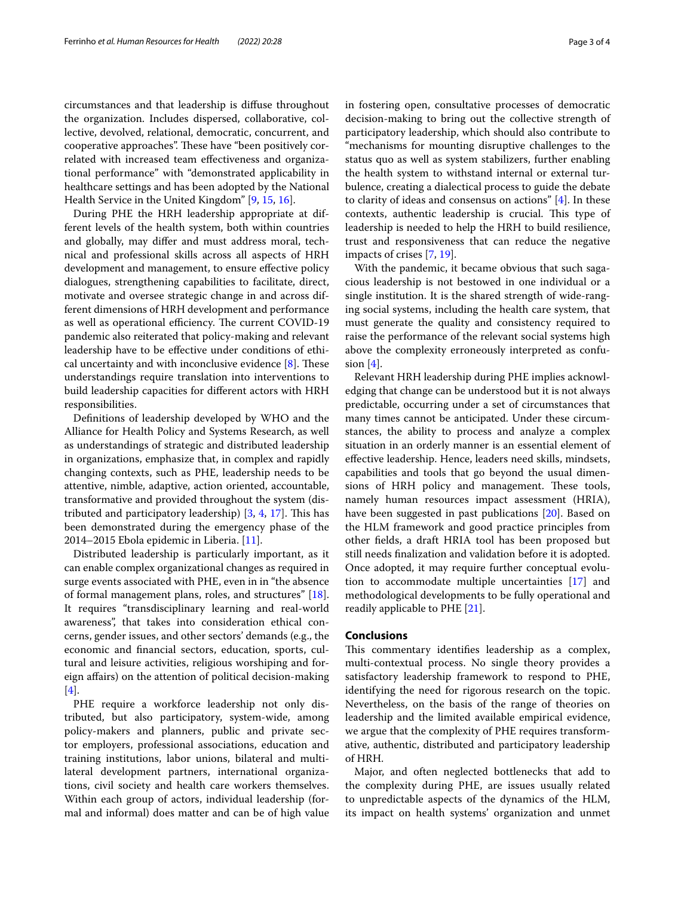circumstances and that leadership is diffuse throughout the organization. Includes dispersed, collaborative, collective, devolved, relational, democratic, concurrent, and cooperative approaches". These have "been positively correlated with increased team effectiveness and organizational performance" with "demonstrated applicability in healthcare settings and has been adopted by the National Health Service in the United Kingdom" [9, 15, 16].

During PHE the HRH leadership appropriate at different levels of the health system, both within countries and globally, may differ and must address moral, technical and professional skills across all aspects of HRH development and management, to ensure effective policy dialogues, strengthening capabilities to facilitate, direct, motivate and oversee strategic change in and across different dimensions of HRH development and performance as well as operational efficiency. The current COVID-19 pandemic also reiterated that policy-making and relevant leadership have to be effective under conditions of ethical uncertainty and with inconclusive evidence [8]. These understandings require translation into interventions to build leadership capacities for different actors with HRH responsibilities.

Definitions of leadership developed by WHO and the Alliance for Health Policy and Systems Research, as well as understandings of strategic and distributed leadership in organizations, emphasize that, in complex and rapidly changing contexts, such as PHE, leadership needs to be attentive, nimble, adaptive, action oriented, accountable, transformative and provided throughout the system (distributed and participatory leadership) [3, 4, 17]. This has been demonstrated during the emergency phase of the 2014–2015 Ebola epidemic in Liberia. [11].

Distributed leadership is particularly important, as it can enable complex organizational changes as required in surge events associated with PHE, even in in "the absence of formal management plans, roles, and structures" [18]. It requires "transdisciplinary learning and real-world awareness", that takes into consideration ethical concerns, gender issues, and other sectors' demands (e.g., the economic and financial sectors, education, sports, cultural and leisure activities, religious worshiping and foreign affairs) on the attention of political decision-making [4].

PHE require a workforce leadership not only distributed, but also participatory, system-wide, among policy-makers and planners, public and private sector employers, professional associations, education and training institutions, labor unions, bilateral and multilateral development partners, international organizations, civil society and health care workers themselves. Within each group of actors, individual leadership (formal and informal) does matter and can be of high value in fostering open, consultative processes of democratic decision-making to bring out the collective strength of participatory leadership, which should also contribute to "mechanisms for mounting disruptive challenges to the status quo as well as system stabilizers, further enabling the health system to withstand internal or external turbulence, creating a dialectical process to guide the debate to clarity of ideas and consensus on actions" [4]. In these contexts, authentic leadership is crucial. This type of leadership is needed to help the HRH to build resilience, trust and responsiveness that can reduce the negative impacts of crises [7, 19].

With the pandemic, it became obvious that such sagacious leadership is not bestowed in one individual or a single institution. It is the shared strength of wide-ranging social systems, including the health care system, that must generate the quality and consistency required to raise the performance of the relevant social systems high above the complexity erroneously interpreted as confusion [4].

Relevant HRH leadership during PHE implies acknowledging that change can be understood but it is not always predictable, occurring under a set of circumstances that many times cannot be anticipated. Under these circumstances, the ability to process and analyze a complex situation in an orderly manner is an essential element of effective leadership. Hence, leaders need skills, mindsets, capabilities and tools that go beyond the usual dimensions of HRH policy and management. These tools, namely human resources impact assessment (HRIA), have been suggested in past publications [20]. Based on the HLM framework and good practice principles from other fields, a draft HRIA tool has been proposed but still needs finalization and validation before it is adopted. Once adopted, it may require further conceptual evolution to accommodate multiple uncertainties [17] and methodological developments to be fully operational and readily applicable to PHE [21].

## Conclusions

This commentary identifies leadership as a complex, multi-contextual process. No single theory provides a satisfactory leadership framework to respond to PHE, identifying the need for rigorous research on the topic. Nevertheless, on the basis of the range of theories on leadership and the limited available empirical evidence, we argue that the complexity of PHE requires transformative, authentic, distributed and participatory leadership of HRH.

Major, and often neglected bottlenecks that add to the complexity during PHE, are issues usually related to unpredictable aspects of the dynamics of the HLM, its impact on health systems' organization and unmet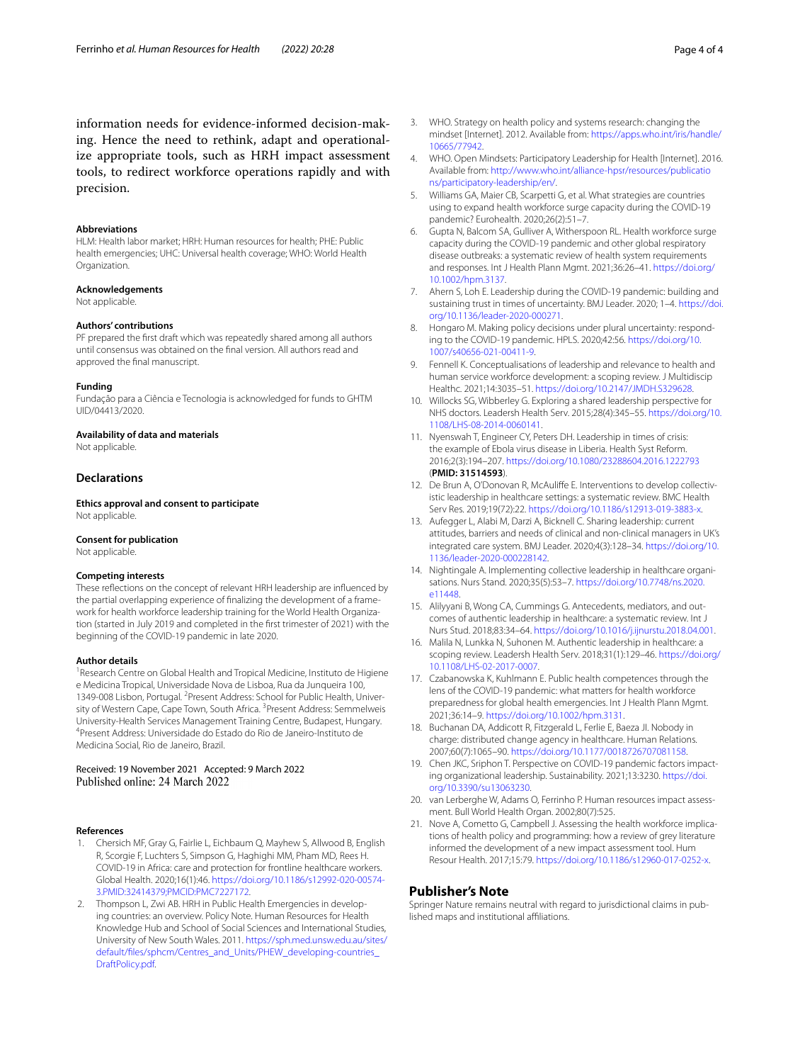information needs for evidence-informed decision-making. Hence the need to rethink, adapt and operationalize appropriate tools, such as HRH impact assessment tools, to redirect workforce operations rapidly and with precision.

#### Abbreviations
HLM: Health labor market; HRH: Human resources for health; PHE: Public health emergencies; UHC: Universal health coverage; WHO: World Health Organization.

#### Acknowledgements
Not applicable.

#### Authors' contributions
PF prepared the first draft which was repeatedly shared among all authors until consensus was obtained on the final version. All authors read and approved the final manuscript.

#### Funding
Fundação para a Ciência e Tecnologia is acknowledged for funds to GHTM UID/04413/2020.

#### Availability of data and materials
Not applicable.

## Declarations

#### Ethics approval and consent to participate
Not applicable.

#### Consent for publication
Not applicable.

#### Competing interests
These reflections on the concept of relevant HRH leadership are influenced by the partial overlapping experience of finalizing the development of a framework for health workforce leadership training for the World Health Organization (started in July 2019 and completed in the first trimester of 2021) with the beginning of the COVID-19 pandemic in late 2020.

#### Author details
[1]Research Centre on Global Health and Tropical Medicine, Instituto de Higiene e Medicina Tropical, Universidade Nova de Lisboa, Rua da Junqueira 100, 1349-008 Lisbon, Portugal. [2]Present Address: School for Public Health, University of Western Cape, Cape Town, South Africa. [3]Present Address: Semmelweis University-Health Services Management Training Centre, Budapest, Hungary. [4]Present Address: Universidade do Estado do Rio de Janeiro-Instituto de Medicina Social, Rio de Janeiro, Brazil.

Received: 19 November 2021 Accepted: 9 March 2022
Published online: 24 March 2022

#### References

1. Chersich MF, Gray G, Fairlie L, Eichbaum Q, Mayhew S, Allwood B, English R, Scorgie F, Luchters S, Simpson G, Haghighi MM, Pham MD, Rees H. COVID-19 in Africa: care and protection for frontline healthcare workers. Global Health. 2020;16(1):46. https://doi.org/10.1186/s12992-020-00574-3.PMID:32414379;PMCID:PMC7227172.
2. Thompson L, Zwi AB. HRH in Public Health Emergencies in developing countries: an overview. Policy Note. Human Resources for Health Knowledge Hub and School of Social Sciences and International Studies, University of New South Wales. 2011. https://sph.med.unsw.edu.au/sites/default/files/sphcm/Centres_and_Units/PHEW_developing-countries_DraftPolicy.pdf.
3. WHO. Strategy on health policy and systems research: changing the mindset [Internet]. 2012. Available from: https://apps.who.int/iris/handle/10665/77942.
4. WHO. Open Mindsets: Participatory Leadership for Health [Internet]. 2016. Available from: http://www.who.int/alliance-hpsr/resources/publications/participatory-leadership/en/.
5. Williams GA, Maier CB, Scarpetti G, et al. What strategies are countries using to expand health workforce surge capacity during the COVID-19 pandemic? Eurohealth. 2020;26(2):51–7.
6. Gupta N, Balcom SA, Gulliver A, Witherspoon RL. Health workforce surge capacity during the COVID-19 pandemic and other global respiratory disease outbreaks: a systematic review of health system requirements and responses. Int J Health Plann Mgmt. 2021;36:26–41. https://doi.org/10.1002/hpm.3137.
7. Ahern S, Loh E. Leadership during the COVID-19 pandemic: building and sustaining trust in times of uncertainty. BMJ Leader. 2020; 1–4. https://doi.org/10.1136/leader-2020-000271.
8. Hongaro M. Making policy decisions under plural uncertainty: responding to the COVID-19 pandemic. HPLS. 2020;42:56. https://doi.org/10.1007/s40656-021-00411-9.
9. Fennell K. Conceptualisations of leadership and relevance to health and human service workforce development: a scoping review. J Multidiscip Healthc. 2021;14:3035–51. https://doi.org/10.2147/JMDH.S329628.
10. Willocks SG, Wibberley G. Exploring a shared leadership perspective for NHS doctors. Leadersh Health Serv. 2015;28(4):345–55. https://doi.org/10.1108/LHS-08-2014-0060141.
11. Nyenswah T, Engineer CY, Peters DH. Leadership in times of crisis: the example of Ebola virus disease in Liberia. Health Syst Reform. 2016;2(3):194–207. https://doi.org/10.1080/23288604.2016.1222793 (**PMID: 31514593**).
12. De Brun A, O'Donovan R, McAuliffe E. Interventions to develop collectivistic leadership in healthcare settings: a systematic review. BMC Health Serv Res. 2019;19(72):22. https://doi.org/10.1186/s12913-019-3883-x.
13. Aufegger L, Alabi M, Darzi A, Bicknell C. Sharing leadership: current attitudes, barriers and needs of clinical and non-clinical managers in UK's integrated care system. BMJ Leader. 2020;4(3):128–34. https://doi.org/10.1136/leader-2020-000228142.
14. Nightingale A. Implementing collective leadership in healthcare organisations. Nurs Stand. 2020;35(5):53–7. https://doi.org/10.7748/ns.2020.e11448.
15. Alilyyani B, Wong CA, Cummings G. Antecedents, mediators, and outcomes of authentic leadership in healthcare: a systematic review. Int J Nurs Stud. 2018;83:34–64. https://doi.org/10.1016/j.ijnurstu.2018.04.001.
16. Malila N, Lunkka N, Suhonen M. Authentic leadership in healthcare: a scoping review. Leadersh Health Serv. 2018;31(1):129–46. https://doi.org/10.1108/LHS-02-2017-0007.
17. Czabanowska K, Kuhlmann E. Public health competences through the lens of the COVID-19 pandemic: what matters for health workforce preparedness for global health emergencies. Int J Health Plann Mgmt. 2021;36:14–9. https://doi.org/10.1002/hpm.3131.
18. Buchanan DA, Addicott R, Fitzgerald L, Ferlie E, Baeza JI. Nobody in charge: distributed change agency in healthcare. Human Relations. 2007;60(7):1065–90. https://doi.org/10.1177/0018726707081158.
19. Chen JKC, Sriphon T. Perspective on COVID-19 pandemic factors impacting organizational leadership. Sustainability. 2021;13:3230. https://doi.org/10.3390/su13063230.
20. van Lerberghe W, Adams O, Ferrinho P. Human resources impact assessment. Bull World Health Organ. 2002;80(7):525.
21. Nove A, Cometto G, Campbell J. Assessing the health workforce implications of health policy and programming: how a review of grey literature informed the development of a new impact assessment tool. Hum Resour Health. 2017;15:79. https://doi.org/10.1186/s12960-017-0252-x.

## Publisher's Note
Springer Nature remains neutral with regard to jurisdictional claims in published maps and institutional affiliations.